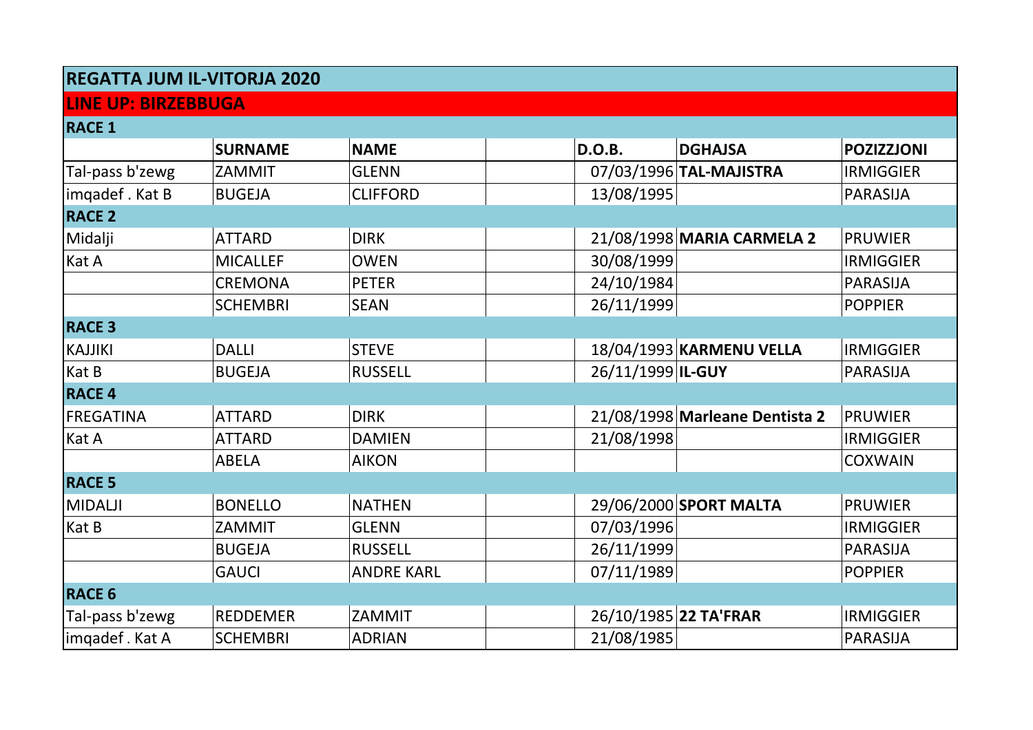| REGATTA JUM IL-VITORJA 2020 | | | | | | |
|---|---|---|---|---|---|---|
| **LINE UP: BIRZEBBUGA** | | | | | | |
| **RACE 1** | | | | | | |
| | **SURNAME** | **NAME** | | **D.O.B.** | **DGHAJSA** | **POZIZZJONI** |
| Tal-pass b'zewg | ZAMMIT | GLENN | | 07/03/1996 | **TAL-MAJISTRA** | IRMIGGIER |
| imqadef . Kat B | BUGEJA | CLIFFORD | | 13/08/1995 | | PARASIJA |
| **RACE 2** | | | | | | |
| Midalji | ATTARD | DIRK | | 21/08/1998 | **MARIA CARMELA 2** | PRUWIER |
| Kat A | MICALLEF | OWEN | | 30/08/1999 | | IRMIGGIER |
| | CREMONA | PETER | | 24/10/1984 | | PARASIJA |
| | SCHEMBRI | SEAN | | 26/11/1999 | | POPPIER |
| **RACE 3** | | | | | | |
| KAJJIKI | DALLI | STEVE | | 18/04/1993 | **KARMENU VELLA** | IRMIGGIER |
| Kat B | BUGEJA | RUSSELL | | 26/11/1999 | **IL-GUY** | PARASIJA |
| **RACE 4** | | | | | | |
| FREGATINA | ATTARD | DIRK | | 21/08/1998 | **Marleane Dentista 2** | PRUWIER |
| Kat A | ATTARD | DAMIEN | | 21/08/1998 | | IRMIGGIER |
| | ABELA | AIKON | | | | COXWAIN |
| **RACE 5** | | | | | | |
| MIDALJI | BONELLO | NATHEN | | 29/06/2000 | **SPORT MALTA** | PRUWIER |
| Kat B | ZAMMIT | GLENN | | 07/03/1996 | | IRMIGGIER |
| | BUGEJA | RUSSELL | | 26/11/1999 | | PARASIJA |
| | GAUCI | ANDRE KARL | | 07/11/1989 | | POPPIER |
| **RACE 6** | | | | | | |
| Tal-pass b'zewg | REDDEMER | ZAMMIT | | 26/10/1985 | **22 TA'FRAR** | IRMIGGIER |
| imqadef . Kat A | SCHEMBRI | ADRIAN | | 21/08/1985 | | PARASIJA |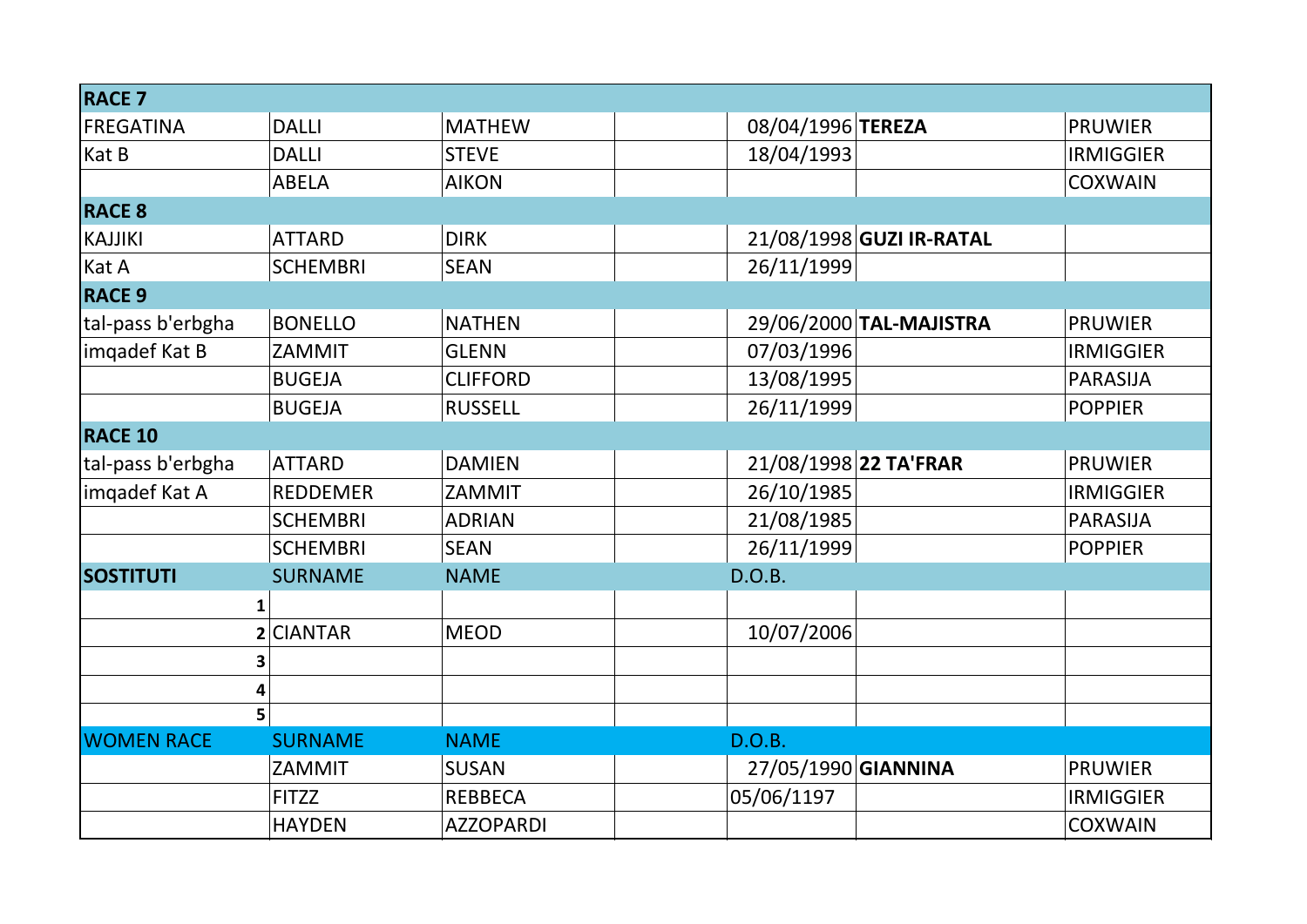| | | | | | | |
|---|---|---|---|---|---|---|
| **RACE 7** | | | | | | |
| FREGATINA | DALLI | MATHEW | | 08/04/1996 | **TEREZA** | PRUWIER |
| Kat B | DALLI | STEVE | | 18/04/1993 | | IRMIGGIER |
| | ABELA | AIKON | | | | COXWAIN |
| **RACE 8** | | | | | | |
| KAJJIKI | ATTARD | DIRK | | 21/08/1998 | **GUZI IR-RATAL** | |
| Kat A | SCHEMBRI | SEAN | | 26/11/1999 | | |
| **RACE 9** | | | | | | |
| tal-pass b'erbgha | BONELLO | NATHEN | | 29/06/2000 | **TAL-MAJISTRA** | PRUWIER |
| imqadef Kat B | ZAMMIT | GLENN | | 07/03/1996 | | IRMIGGIER |
| | BUGEJA | CLIFFORD | | 13/08/1995 | | PARASIJA |
| | BUGEJA | RUSSELL | | 26/11/1999 | | POPPIER |
| **RACE 10** | | | | | | |
| tal-pass b'erbgha | ATTARD | DAMIEN | | 21/08/1998 | **22 TA'FRAR** | PRUWIER |
| imqadef Kat A | REDDEMER | ZAMMIT | | 26/10/1985 | | IRMIGGIER |
| | SCHEMBRI | ADRIAN | | 21/08/1985 | | PARASIJA |
| | SCHEMBRI | SEAN | | 26/11/1999 | | POPPIER |
| **SOSTITUTI** | SURNAME | NAME | | D.O.B. | | |
| **1** | | | | | | |
| **2** | CIANTAR | MEOD | | 10/07/2006 | | |
| **3** | | | | | | |
| **4** | | | | | | |
| **5** | | | | | | |
| WOMEN RACE | SURNAME | NAME | | D.O.B. | | |
| | ZAMMIT | SUSAN | | 27/05/1990 | **GIANNINA** | PRUWIER |
| | FITZZ | REBBECA | | 05/06/1197 | | IRMIGGIER |
| | HAYDEN | AZZOPARDI | | | | COXWAIN |